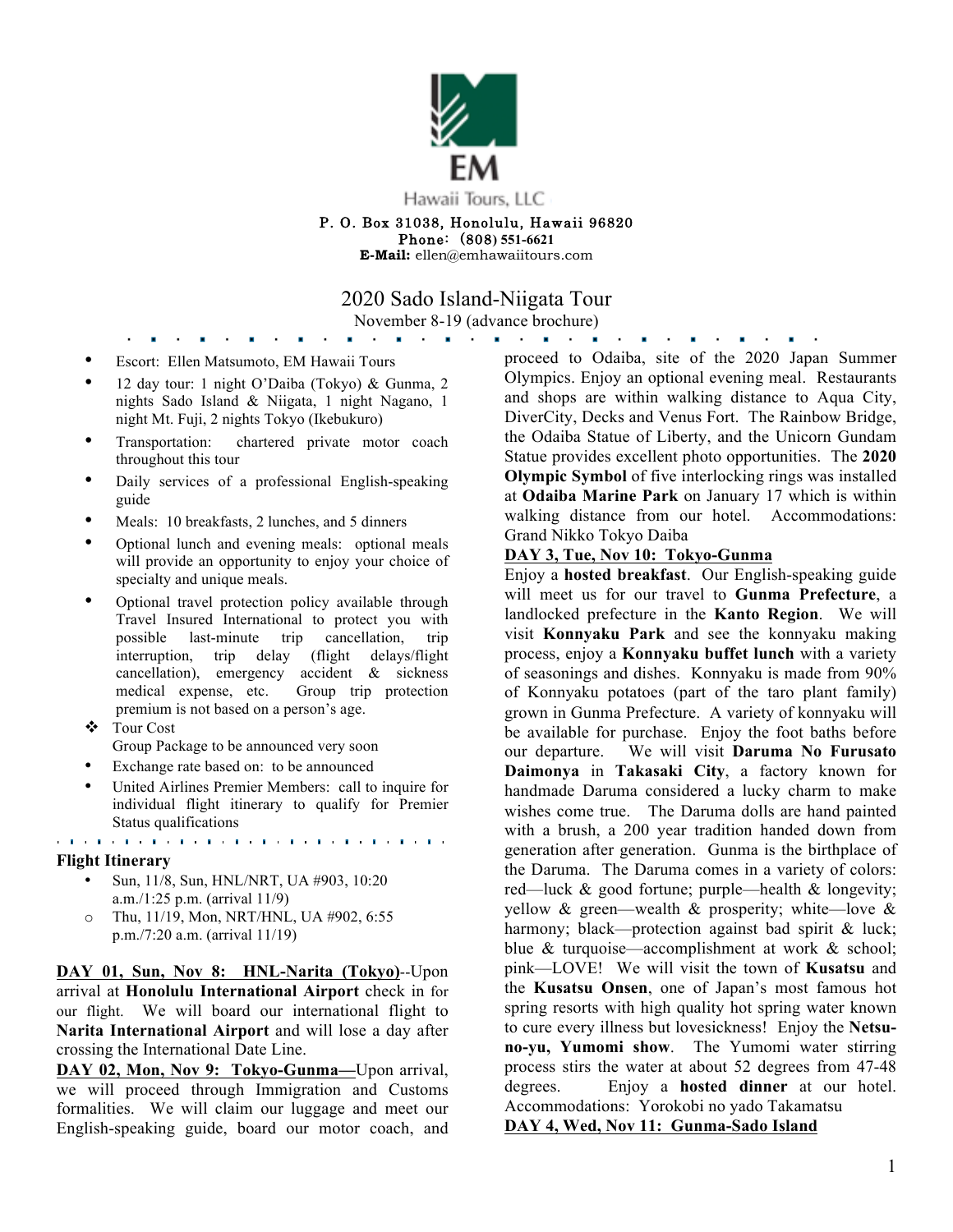EM

Hawaii Tours, LLC

P. O. Box 31038, Honolulu, Hawaii 96820
Phone: (808) 551-6621
**E-Mail:** ellen@emhawaiitours.com

# 2020 Sado Island-Niigata Tour

November 8-19 (advance brochure)

- Escort: Ellen Matsumoto, EM Hawaii Tours
- 12 day tour: 1 night O'Daiba (Tokyo) & Gunma, 2 nights Sado Island & Niigata, 1 night Nagano, 1 night Mt. Fuji, 2 nights Tokyo (Ikebukuro)
- Transportation: chartered private motor coach throughout this tour
- Daily services of a professional English-speaking guide
- Meals: 10 breakfasts, 2 lunches, and 5 dinners
- Optional lunch and evening meals: optional meals will provide an opportunity to enjoy your choice of specialty and unique meals.
- Optional travel protection policy available through Travel Insured International to protect you with possible last-minute trip cancellation, trip interruption, trip delay (flight delays/flight cancellation), emergency accident & sickness medical expense, etc. Group trip protection premium is not based on a person's age.

❖ Tour Cost
Group Package to be announced very soon

- Exchange rate based on: to be announced
- United Airlines Premier Members: call to inquire for individual flight itinerary to qualify for Premier Status qualifications

**Flight Itinerary**

- Sun, 11/8, Sun, HNL/NRT, UA #903, 10:20 a.m./1:25 p.m. (arrival 11/9)
- Thu, 11/19, Mon, NRT/HNL, UA #902, 6:55 p.m./7:20 a.m. (arrival 11/19)

**DAY 01, Sun, Nov 8: HNL-Narita (Tokyo)**--Upon arrival at **Honolulu International Airport** check in for our flight. We will board our international flight to **Narita International Airport** and will lose a day after crossing the International Date Line.

**DAY 02, Mon, Nov 9: Tokyo-Gunma—**Upon arrival, we will proceed through Immigration and Customs formalities. We will claim our luggage and meet our English-speaking guide, board our motor coach, and proceed to Odaiba, site of the 2020 Japan Summer Olympics. Enjoy an optional evening meal. Restaurants and shops are within walking distance to Aqua City, DiverCity, Decks and Venus Fort. The Rainbow Bridge, the Odaiba Statue of Liberty, and the Unicorn Gundam Statue provides excellent photo opportunities. The **2020 Olympic Symbol** of five interlocking rings was installed at **Odaiba Marine Park** on January 17 which is within walking distance from our hotel. Accommodations: Grand Nikko Tokyo Daiba

**DAY 3, Tue, Nov 10: Tokyo-Gunma**

Enjoy a **hosted breakfast**. Our English-speaking guide will meet us for our travel to **Gunma Prefecture**, a landlocked prefecture in the **Kanto Region**. We will visit **Konnyaku Park** and see the konnyaku making process, enjoy a **Konnyaku buffet lunch** with a variety of seasonings and dishes. Konnyaku is made from 90% of Konnyaku potatoes (part of the taro plant family) grown in Gunma Prefecture. A variety of konnyaku will be available for purchase. Enjoy the foot baths before our departure. We will visit **Daruma No Furusato Daimonya** in **Takasaki City**, a factory known for handmade Daruma considered a lucky charm to make wishes come true. The Daruma dolls are hand painted with a brush, a 200 year tradition handed down from generation after generation. Gunma is the birthplace of the Daruma. The Daruma comes in a variety of colors: red—luck & good fortune; purple—health & longevity; yellow & green—wealth & prosperity; white—love & harmony; black—protection against bad spirit & luck; blue & turquoise—accomplishment at work & school; pink—LOVE! We will visit the town of **Kusatsu** and the **Kusatsu Onsen**, one of Japan's most famous hot spring resorts with high quality hot spring water known to cure every illness but lovesickness! Enjoy the **Netsu-no-yu, Yumomi show**. The Yumomi water stirring process stirs the water at about 52 degrees from 47-48 degrees. Enjoy a **hosted dinner** at our hotel. Accommodations: Yorokobi no yado Takamatsu

**DAY 4, Wed, Nov 11: Gunma-Sado Island**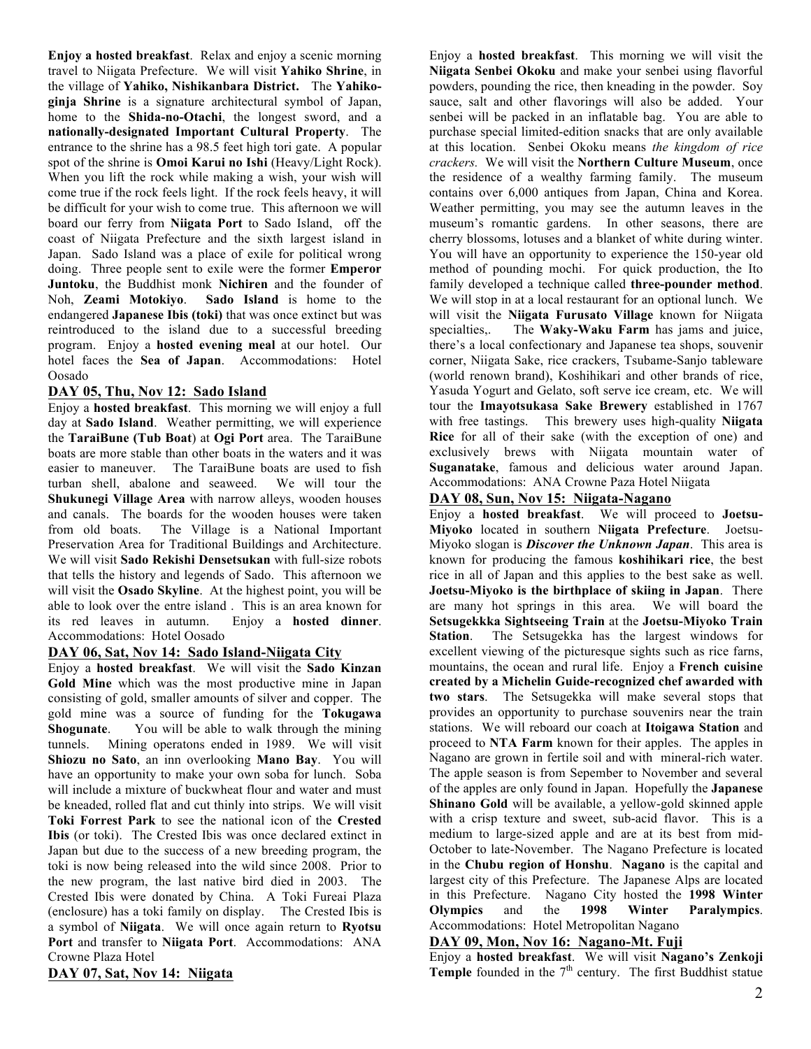**Enjoy a hosted breakfast**. Relax and enjoy a scenic morning travel to Niigata Prefecture. We will visit **Yahiko Shrine**, in the village of **Yahiko, Nishikanbara District.** The **Yahiko-ginja Shrine** is a signature architectural symbol of Japan, home to the **Shida-no-Otachi**, the longest sword, and a **nationally-designated Important Cultural Property**. The entrance to the shrine has a 98.5 feet high tori gate. A popular spot of the shrine is **Omoi Karui no Ishi** (Heavy/Light Rock). When you lift the rock while making a wish, your wish will come true if the rock feels light. If the rock feels heavy, it will be difficult for your wish to come true. This afternoon we will board our ferry from **Niigata Port** to Sado Island, off the coast of Niigata Prefecture and the sixth largest island in Japan. Sado Island was a place of exile for political wrong doing. Three people sent to exile were the former **Emperor Juntoku**, the Buddhist monk **Nichiren** and the founder of Noh, **Zeami Motokiyo**. **Sado Island** is home to the endangered **Japanese Ibis (toki)** that was once extinct but was reintroduced to the island due to a successful breeding program. Enjoy a **hosted evening meal** at our hotel. Our hotel faces the **Sea of Japan**. Accommodations: Hotel Oosado

## DAY 05, Thu, Nov 12: Sado Island

Enjoy a **hosted breakfast**. This morning we will enjoy a full day at **Sado Island**. Weather permitting, we will experience the **TaraiBune (Tub Boat)** at **Ogi Port** area. The TaraiBune boats are more stable than other boats in the waters and it was easier to maneuver. The TaraiBune boats are used to fish turban shell, abalone and seaweed. We will tour the **Shukunegi Village Area** with narrow alleys, wooden houses and canals. The boards for the wooden houses were taken from old boats. The Village is a National Important Preservation Area for Traditional Buildings and Architecture. We will visit **Sado Rekishi Densetsukan** with full-size robots that tells the history and legends of Sado. This afternoon we will visit the **Osado Skyline**. At the highest point, you will be able to look over the entre island . This is an area known for its red leaves in autumn. Enjoy a **hosted dinner**. Accommodations: Hotel Oosado

## DAY 06, Sat, Nov 14: Sado Island-Niigata City

Enjoy a **hosted breakfast**. We will visit the **Sado Kinzan Gold Mine** which was the most productive mine in Japan consisting of gold, smaller amounts of silver and copper. The gold mine was a source of funding for the **Tokugawa Shogunate**. You will be able to walk through the mining tunnels. Mining operatons ended in 1989. We will visit **Shiozu no Sato**, an inn overlooking **Mano Bay**. You will have an opportunity to make your own soba for lunch. Soba will include a mixture of buckwheat flour and water and must be kneaded, rolled flat and cut thinly into strips. We will visit **Toki Forrest Park** to see the national icon of the **Crested Ibis** (or toki). The Crested Ibis was once declared extinct in Japan but due to the success of a new breeding program, the toki is now being released into the wild since 2008. Prior to the new program, the last native bird died in 2003. The Crested Ibis were donated by China. A Toki Fureai Plaza (enclosure) has a toki family on display. The Crested Ibis is a symbol of **Niigata**. We will once again return to **Ryotsu Port** and transfer to **Niigata Port**. Accommodations: ANA Crowne Plaza Hotel

## DAY 07, Sat, Nov 14: Niigata

Enjoy a **hosted breakfast**. This morning we will visit the **Niigata Senbei Okoku** and make your senbei using flavorful powders, pounding the rice, then kneading in the powder. Soy sauce, salt and other flavorings will also be added. Your senbei will be packed in an inflatable bag. You are able to purchase special limited-edition snacks that are only available at this location. Senbei Okoku means *the kingdom of rice crackers.* We will visit the **Northern Culture Museum**, once the residence of a wealthy farming family. The museum contains over 6,000 antiques from Japan, China and Korea. Weather permitting, you may see the autumn leaves in the museum's romantic gardens. In other seasons, there are cherry blossoms, lotuses and a blanket of white during winter. You will have an opportunity to experience the 150-year old method of pounding mochi. For quick production, the Ito family developed a technique called **three-pounder method**. We will stop in at a local restaurant for an optional lunch. We will visit the **Niigata Furusato Village** known for Niigata specialties,. The **Waky-Waku Farm** has jams and juice, there's a local confectionary and Japanese tea shops, souvenir corner, Niigata Sake, rice crackers, Tsubame-Sanjo tableware (world renown brand), Koshihikari and other brands of rice, Yasuda Yogurt and Gelato, soft serve ice cream, etc. We will tour the **Imayotsukasa Sake Brewery** established in 1767 with free tastings. This brewery uses high-quality **Niigata Rice** for all of their sake (with the exception of one) and exclusively brews with Niigata mountain water of **Suganatake**, famous and delicious water around Japan. Accommodations: ANA Crowne Paza Hotel Niigata

## DAY 08, Sun, Nov 15: Niigata-Nagano

Enjoy a **hosted breakfast**. We will proceed to **Joetsu-Miyoko** located in southern **Niigata Prefecture**. Joetsu-Miyoko slogan is ***Discover the Unknown Japan***. This area is known for producing the famous **koshihikari rice**, the best rice in all of Japan and this applies to the best sake as well. **Joetsu-Miyoko is the birthplace of skiing in Japan**. There are many hot springs in this area. We will board the **Setsugekkka Sightseeing Train** at the **Joetsu-Miyoko Train Station**. The Setsugekka has the largest windows for excellent viewing of the picturesque sights such as rice farns, mountains, the ocean and rural life. Enjoy a **French cuisine created by a Michelin Guide-recognized chef awarded with two stars**. The Setsugekka will make several stops that provides an opportunity to purchase souvenirs near the train stations. We will reboard our coach at **Itoigawa Station** and proceed to **NTA Farm** known for their apples. The apples in Nagano are grown in fertile soil and with mineral-rich water. The apple season is from Sepember to November and several of the apples are only found in Japan. Hopefully the **Japanese Shinano Gold** will be available, a yellow-gold skinned apple with a crisp texture and sweet, sub-acid flavor. This is a medium to large-sized apple and are at its best from mid-October to late-November. The Nagano Prefecture is located in the **Chubu region of Honshu**. **Nagano** is the capital and largest city of this Prefecture. The Japanese Alps are located in this Prefecture. Nagano City hosted the **1998 Winter Olympics** and the **1998 Winter Paralympics**. Accommodations: Hotel Metropolitan Nagano

## DAY 09, Mon, Nov 16: Nagano-Mt. Fuji

Enjoy a **hosted breakfast**. We will visit **Nagano's Zenkoji Temple** founded in the 7th century. The first Buddhist statue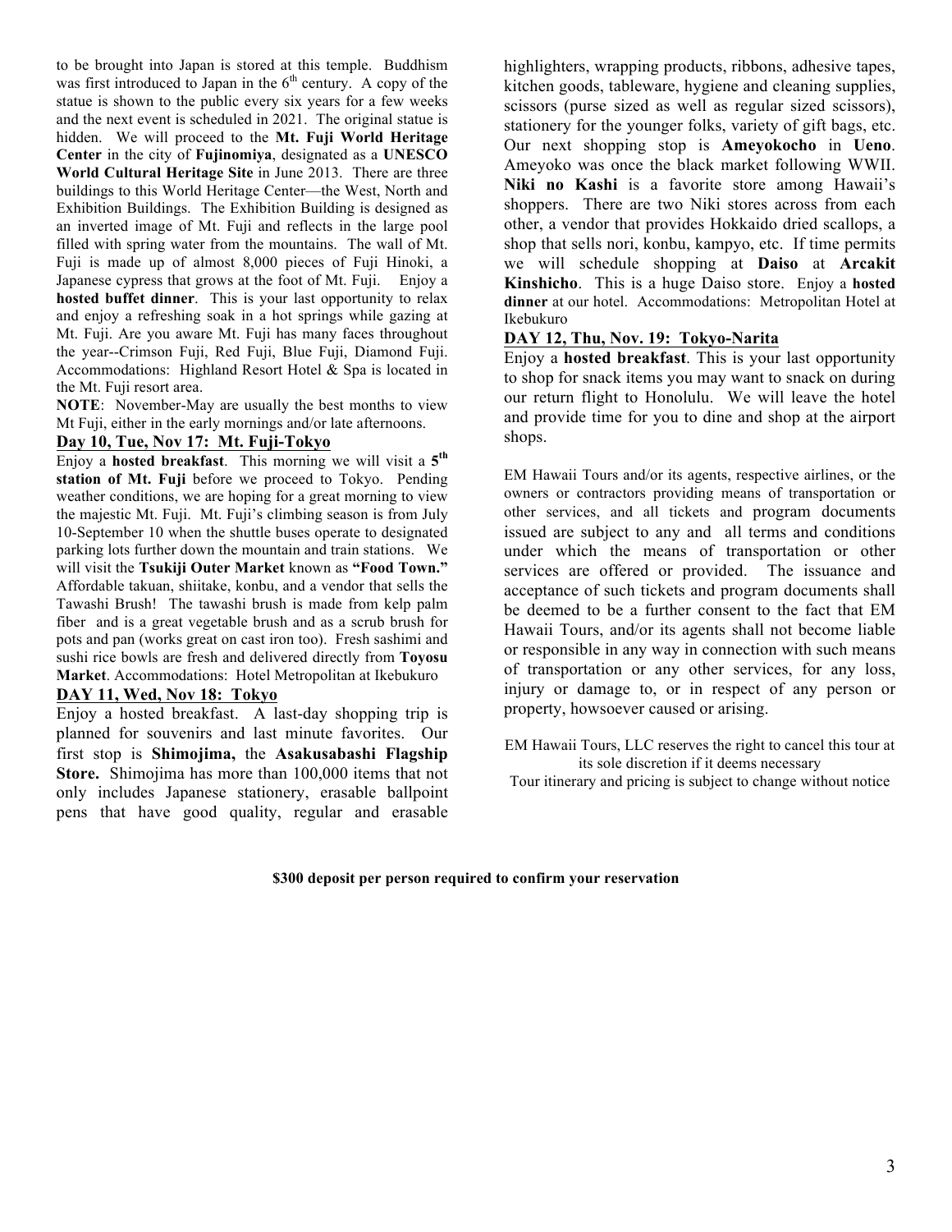to be brought into Japan is stored at this temple. Buddhism was first introduced to Japan in the 6th century. A copy of the statue is shown to the public every six years for a few weeks and the next event is scheduled in 2021. The original statue is hidden. We will proceed to the **Mt. Fuji World Heritage Center** in the city of **Fujinomiya**, designated as a **UNESCO World Cultural Heritage Site** in June 2013. There are three buildings to this World Heritage Center—the West, North and Exhibition Buildings. The Exhibition Building is designed as an inverted image of Mt. Fuji and reflects in the large pool filled with spring water from the mountains. The wall of Mt. Fuji is made up of almost 8,000 pieces of Fuji Hinoki, a Japanese cypress that grows at the foot of Mt. Fuji. Enjoy a **hosted buffet dinner**. This is your last opportunity to relax and enjoy a refreshing soak in a hot springs while gazing at Mt. Fuji. Are you aware Mt. Fuji has many faces throughout the year--Crimson Fuji, Red Fuji, Blue Fuji, Diamond Fuji. Accommodations: Highland Resort Hotel & Spa is located in the Mt. Fuji resort area.

**NOTE**: November-May are usually the best months to view Mt Fuji, either in the early mornings and/or late afternoons.

## Day 10, Tue, Nov 17: Mt. Fuji-Tokyo

Enjoy a **hosted breakfast**. This morning we will visit a **5th station of Mt. Fuji** before we proceed to Tokyo. Pending weather conditions, we are hoping for a great morning to view the majestic Mt. Fuji. Mt. Fuji's climbing season is from July 10-September 10 when the shuttle buses operate to designated parking lots further down the mountain and train stations. We will visit the **Tsukiji Outer Market** known as **"Food Town."** Affordable takuan, shiitake, konbu, and a vendor that sells the Tawashi Brush! The tawashi brush is made from kelp palm fiber and is a great vegetable brush and as a scrub brush for pots and pan (works great on cast iron too). Fresh sashimi and sushi rice bowls are fresh and delivered directly from **Toyosu Market**. Accommodations: Hotel Metropolitan at Ikebukuro

## DAY 11, Wed, Nov 18: Tokyo

Enjoy a hosted breakfast. A last-day shopping trip is planned for souvenirs and last minute favorites. Our first stop is **Shimojima,** the **Asakusabashi Flagship Store.** Shimojima has more than 100,000 items that not only includes Japanese stationery, erasable ballpoint pens that have good quality, regular and erasable highlighters, wrapping products, ribbons, adhesive tapes, kitchen goods, tableware, hygiene and cleaning supplies, scissors (purse sized as well as regular sized scissors), stationery for the younger folks, variety of gift bags, etc. Our next shopping stop is **Ameyokocho** in **Ueno**. Ameyoko was once the black market following WWII. **Niki no Kashi** is a favorite store among Hawaii's shoppers. There are two Niki stores across from each other, a vendor that provides Hokkaido dried scallops, a shop that sells nori, konbu, kampyo, etc. If time permits we will schedule shopping at **Daiso** at **Arcakit Kinshicho**. This is a huge Daiso store. Enjoy a **hosted dinner** at our hotel. Accommodations: Metropolitan Hotel at Ikebukuro

## DAY 12, Thu, Nov. 19: Tokyo-Narita

Enjoy a **hosted breakfast**. This is your last opportunity to shop for snack items you may want to snack on during our return flight to Honolulu. We will leave the hotel and provide time for you to dine and shop at the airport shops.

EM Hawaii Tours and/or its agents, respective airlines, or the owners or contractors providing means of transportation or other services, and all tickets and program documents issued are subject to any and all terms and conditions under which the means of transportation or other services are offered or provided. The issuance and acceptance of such tickets and program documents shall be deemed to be a further consent to the fact that EM Hawaii Tours, and/or its agents shall not become liable or responsible in any way in connection with such means of transportation or any other services, for any loss, injury or damage to, or in respect of any person or property, howsoever caused or arising.

EM Hawaii Tours, LLC reserves the right to cancel this tour at its sole discretion if it deems necessary

Tour itinerary and pricing is subject to change without notice

**$300 deposit per person required to confirm your reservation**